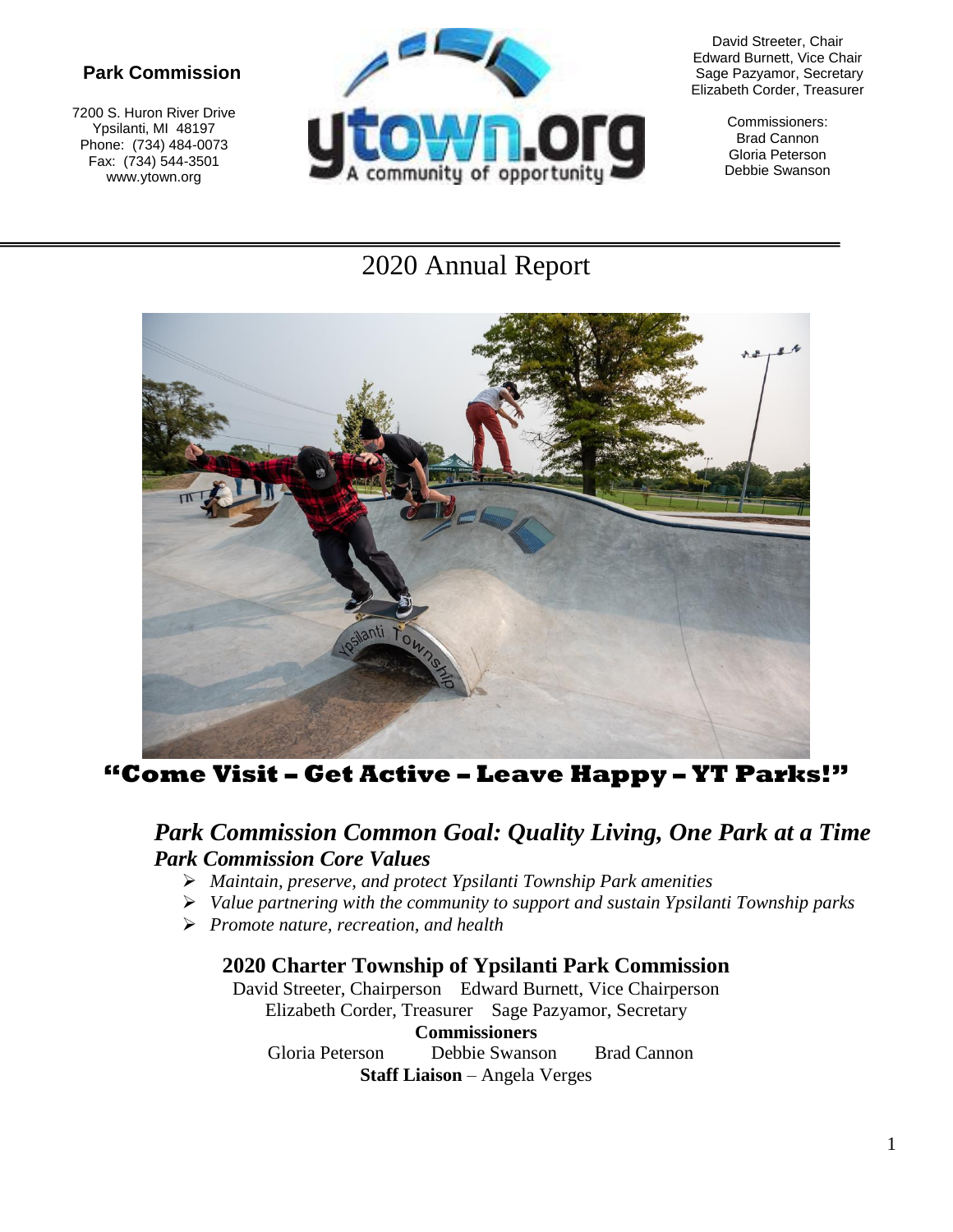**Park Commission**

7200 S. Huron River Drive
Ypsilanti, MI 48197
Phone: (734) 484-0073
Fax: (734) 544-3501
www.ytown.org

ytown.org
A community of opportunity

David Streeter, Chair
Edward Burnett, Vice Chair
Sage Pazyamor, Secretary
Elizabeth Corder, Treasurer

Commissioners:
Brad Cannon
Gloria Peterson
Debbie Swanson

# 2020 Annual Report

**"Come Visit – Get Active – Leave Happy – YT Parks!"**

## *Park Commission Common Goal: Quality Living, One Park at a Time*

### *Park Commission Core Values*

- *Maintain, preserve, and protect Ypsilanti Township Park amenities*
- *Value partnering with the community to support and sustain Ypsilanti Township parks*
- *Promote nature, recreation, and health*

### 2020 Charter Township of Ypsilanti Park Commission

David Streeter, Chairperson  Edward Burnett, Vice Chairperson
Elizabeth Corder, Treasurer  Sage Pazyamor, Secretary

**Commissioners**

Gloria Peterson  Debbie Swanson  Brad Cannon

**Staff Liaison** – Angela Verges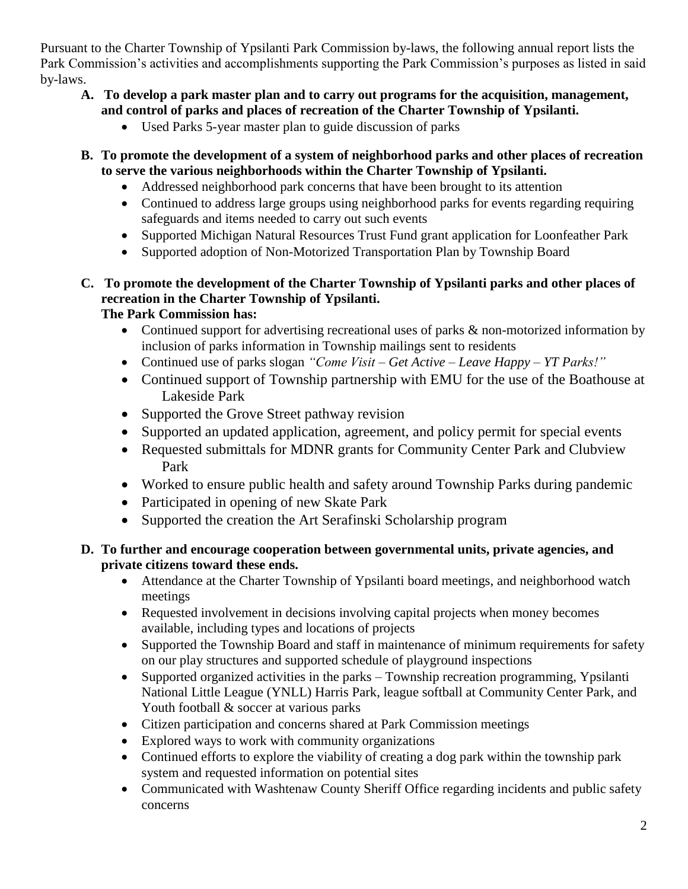Pursuant to the Charter Township of Ypsilanti Park Commission by-laws, the following annual report lists the Park Commission's activities and accomplishments supporting the Park Commission's purposes as listed in said by-laws.

**A. To develop a park master plan and to carry out programs for the acquisition, management, and control of parks and places of recreation of the Charter Township of Ypsilanti.**

- Used Parks 5-year master plan to guide discussion of parks

**B. To promote the development of a system of neighborhood parks and other places of recreation to serve the various neighborhoods within the Charter Township of Ypsilanti.**

- Addressed neighborhood park concerns that have been brought to its attention
- Continued to address large groups using neighborhood parks for events regarding requiring safeguards and items needed to carry out such events
- Supported Michigan Natural Resources Trust Fund grant application for Loonfeather Park
- Supported adoption of Non-Motorized Transportation Plan by Township Board

**C. To promote the development of the Charter Township of Ypsilanti parks and other places of recreation in the Charter Township of Ypsilanti.**

**The Park Commission has:**

- Continued support for advertising recreational uses of parks & non-motorized information by inclusion of parks information in Township mailings sent to residents
- Continued use of parks slogan *"Come Visit – Get Active – Leave Happy – YT Parks!"*
- Continued support of Township partnership with EMU for the use of the Boathouse at Lakeside Park
- Supported the Grove Street pathway revision
- Supported an updated application, agreement, and policy permit for special events
- Requested submittals for MDNR grants for Community Center Park and Clubview Park
- Worked to ensure public health and safety around Township Parks during pandemic
- Participated in opening of new Skate Park
- Supported the creation the Art Serafinski Scholarship program

**D. To further and encourage cooperation between governmental units, private agencies, and private citizens toward these ends.**

- Attendance at the Charter Township of Ypsilanti board meetings, and neighborhood watch meetings
- Requested involvement in decisions involving capital projects when money becomes available, including types and locations of projects
- Supported the Township Board and staff in maintenance of minimum requirements for safety on our play structures and supported schedule of playground inspections
- Supported organized activities in the parks – Township recreation programming, Ypsilanti National Little League (YNLL) Harris Park, league softball at Community Center Park, and Youth football & soccer at various parks
- Citizen participation and concerns shared at Park Commission meetings
- Explored ways to work with community organizations
- Continued efforts to explore the viability of creating a dog park within the township park system and requested information on potential sites
- Communicated with Washtenaw County Sheriff Office regarding incidents and public safety concerns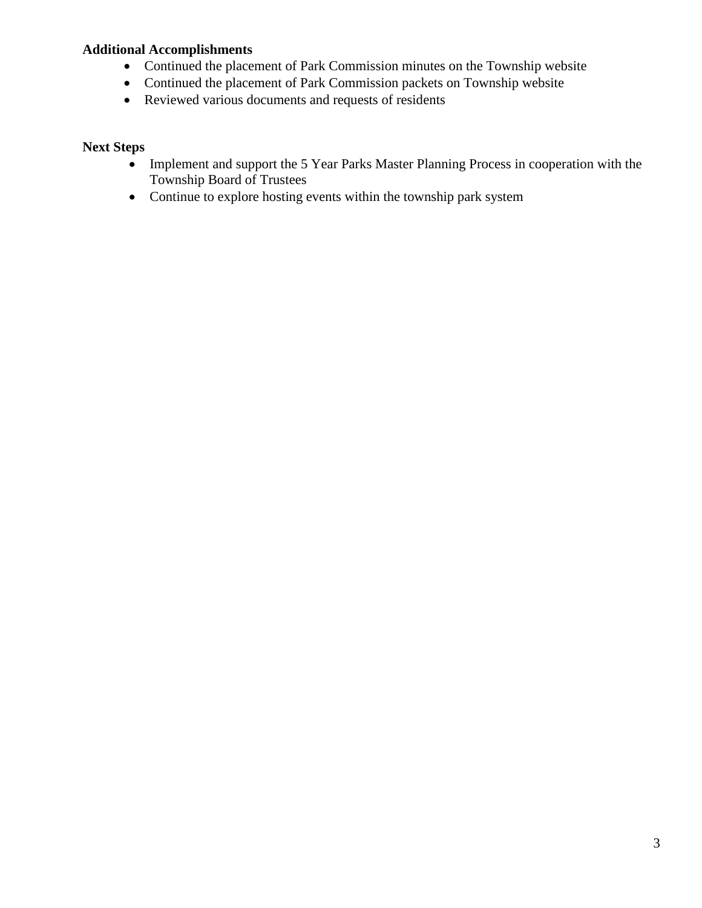**Additional Accomplishments**

- Continued the placement of Park Commission minutes on the Township website
- Continued the placement of Park Commission packets on Township website
- Reviewed various documents and requests of residents

**Next Steps**

- Implement and support the 5 Year Parks Master Planning Process in cooperation with the Township Board of Trustees
- Continue to explore hosting events within the township park system